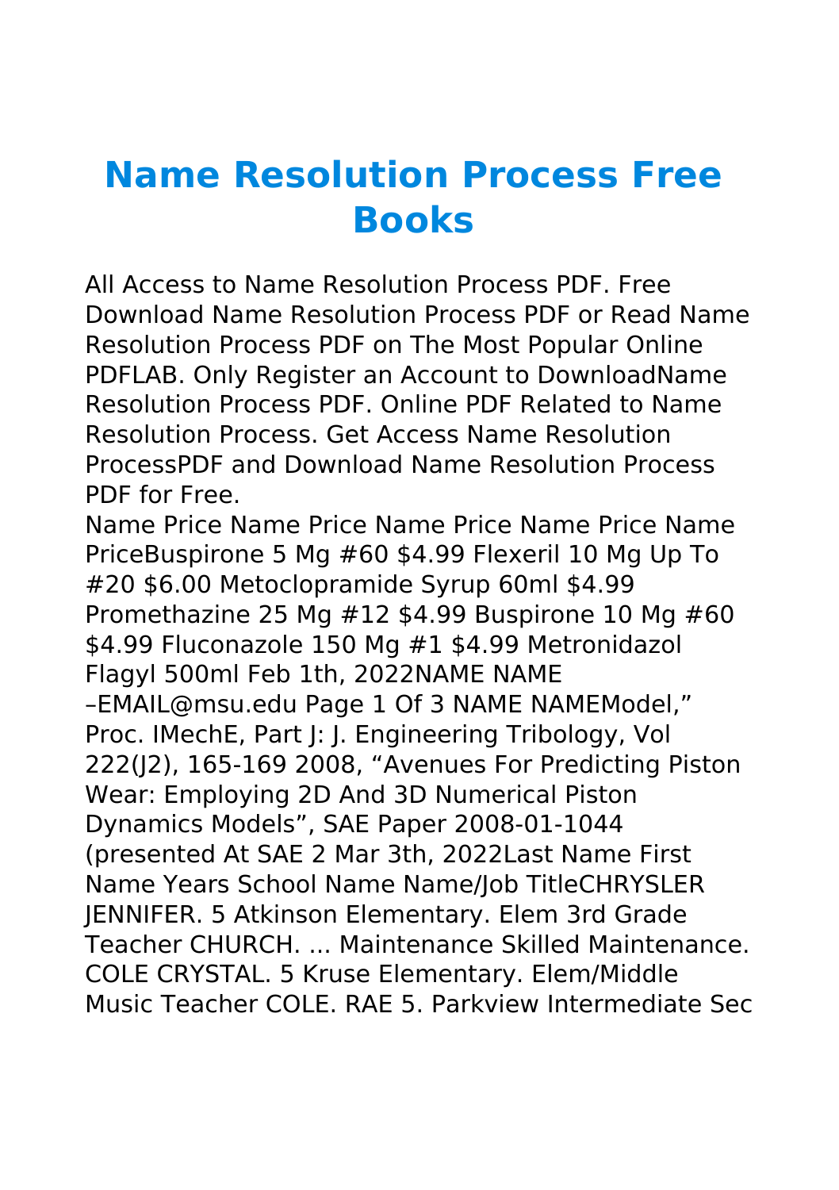# Name Resolution Process Free Books

All Access to Name Resolution Process PDF. Free Download Name Resolution Process PDF or Read Name Resolution Process PDF on The Most Popular Online PDFLAB. Only Register an Account to DownloadName Resolution Process PDF. Online PDF Related to Name Resolution Process. Get Access Name Resolution ProcessPDF and Download Name Resolution Process PDF for Free.

Name Price Name Price Name Price Name Price Name PriceBuspirone 5 Mg #60 $4.99 Flexeril 10 Mg Up To #20 $6.00 Metoclopramide Syrup 60ml $4.99 Promethazine 25 Mg #12 $4.99 Buspirone 10 Mg #60 $4.99 Fluconazole 150 Mg #1 $4.99 Metronidazol Flagyl 500ml Feb 1th, 2022NAME NAME –EMAIL@msu.edu Page 1 Of 3 NAME NAMEModel," Proc. IMechE, Part J: J. Engineering Tribology, Vol 222(J2), 165-169 2008, "Avenues For Predicting Piston Wear: Employing 2D And 3D Numerical Piston Dynamics Models", SAE Paper 2008-01-1044 (presented At SAE 2 Mar 3th, 2022Last Name First Name Years School Name Name/Job TitleCHRYSLER JENNIFER. 5 Atkinson Elementary. Elem 3rd Grade Teacher CHURCH. ... Maintenance Skilled Maintenance. COLE CRYSTAL. 5 Kruse Elementary. Elem/Middle Music Teacher COLE. RAE 5. Parkview Intermediate Sec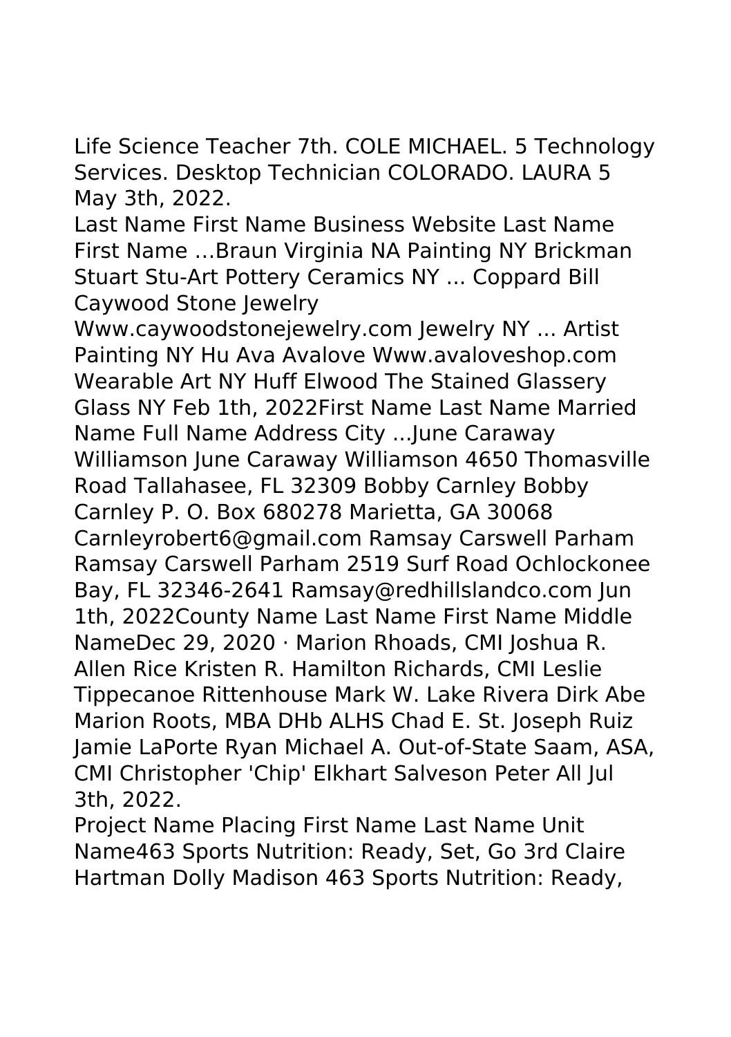Life Science Teacher 7th. COLE MICHAEL. 5 Technology Services. Desktop Technician COLORADO. LAURA 5 May 3th, 2022.

Last Name First Name Business Website Last Name First Name …Braun Virginia NA Painting NY Brickman Stuart Stu-Art Pottery Ceramics NY ... Coppard Bill Caywood Stone Jewelry Www.caywoodstonejewelry.com Jewelry NY ... Artist Painting NY Hu Ava Avalove Www.avaloveshop.com Wearable Art NY Huff Elwood The Stained Glassery Glass NY Feb 1th, 2022First Name Last Name Married Name Full Name Address City ...June Caraway Williamson June Caraway Williamson 4650 Thomasville Road Tallahasee, FL 32309 Bobby Carnley Bobby Carnley P. O. Box 680278 Marietta, GA 30068 Carnleyrobert6@gmail.com Ramsay Carswell Parham Ramsay Carswell Parham 2519 Surf Road Ochlockonee Bay, FL 32346-2641 Ramsay@redhillslandco.com Jun 1th, 2022County Name Last Name First Name Middle NameDec 29, 2020 · Marion Rhoads, CMI Joshua R. Allen Rice Kristen R. Hamilton Richards, CMI Leslie Tippecanoe Rittenhouse Mark W. Lake Rivera Dirk Abe Marion Roots, MBA DHb ALHS Chad E. St. Joseph Ruiz Jamie LaPorte Ryan Michael A. Out-of-State Saam, ASA, CMI Christopher 'Chip' Elkhart Salveson Peter All Jul 3th, 2022.

Project Name Placing First Name Last Name Unit Name463 Sports Nutrition: Ready, Set, Go 3rd Claire Hartman Dolly Madison 463 Sports Nutrition: Ready,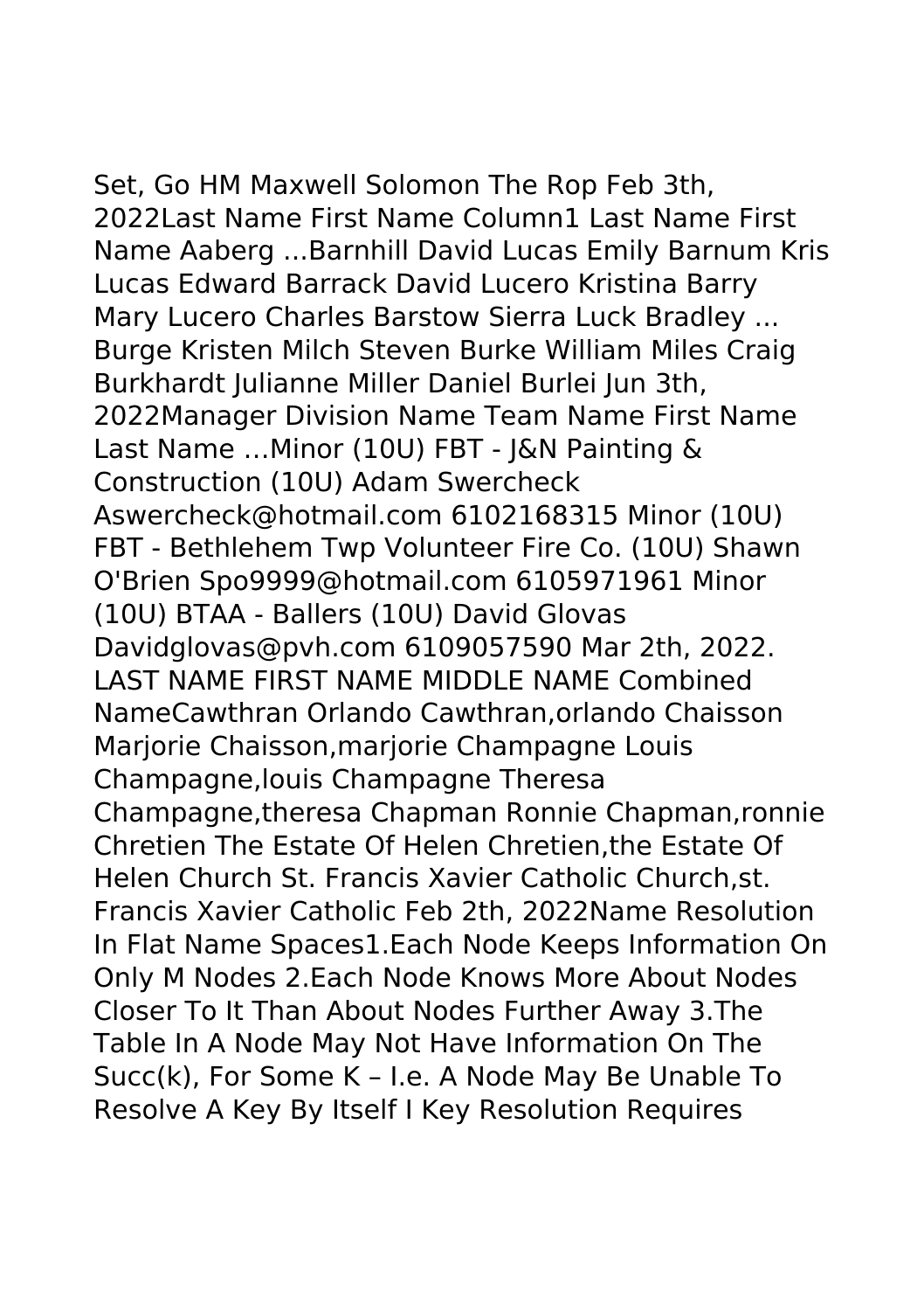Set, Go HM Maxwell Solomon The Rop Feb 3th, 2022Last Name First Name Column1 Last Name First Name Aaberg ...Barnhill David Lucas Emily Barnum Kris Lucas Edward Barrack David Lucero Kristina Barry Mary Lucero Charles Barstow Sierra Luck Bradley ... Burge Kristen Milch Steven Burke William Miles Craig Burkhardt Julianne Miller Daniel Burlei Jun 3th, 2022Manager Division Name Team Name First Name Last Name …Minor (10U) FBT - J&N Painting & Construction (10U) Adam Swercheck Aswercheck@hotmail.com 6102168315 Minor (10U) FBT - Bethlehem Twp Volunteer Fire Co. (10U) Shawn O'Brien Spo9999@hotmail.com 6105971961 Minor (10U) BTAA - Ballers (10U) David Glovas Davidglovas@pvh.com 6109057590 Mar 2th, 2022. LAST NAME FIRST NAME MIDDLE NAME Combined NameCawthran Orlando Cawthran,orlando Chaisson Marjorie Chaisson,marjorie Champagne Louis Champagne,louis Champagne Theresa Champagne,theresa Chapman Ronnie Chapman,ronnie Chretien The Estate Of Helen Chretien,the Estate Of Helen Church St. Francis Xavier Catholic Church,st. Francis Xavier Catholic Feb 2th, 2022Name Resolution In Flat Name Spaces1.Each Node Keeps Information On Only M Nodes 2.Each Node Knows More About Nodes Closer To It Than About Nodes Further Away 3.The Table In A Node May Not Have Information On The Succ(k), For Some K – I.e. A Node May Be Unable To Resolve A Key By Itself I Key Resolution Requires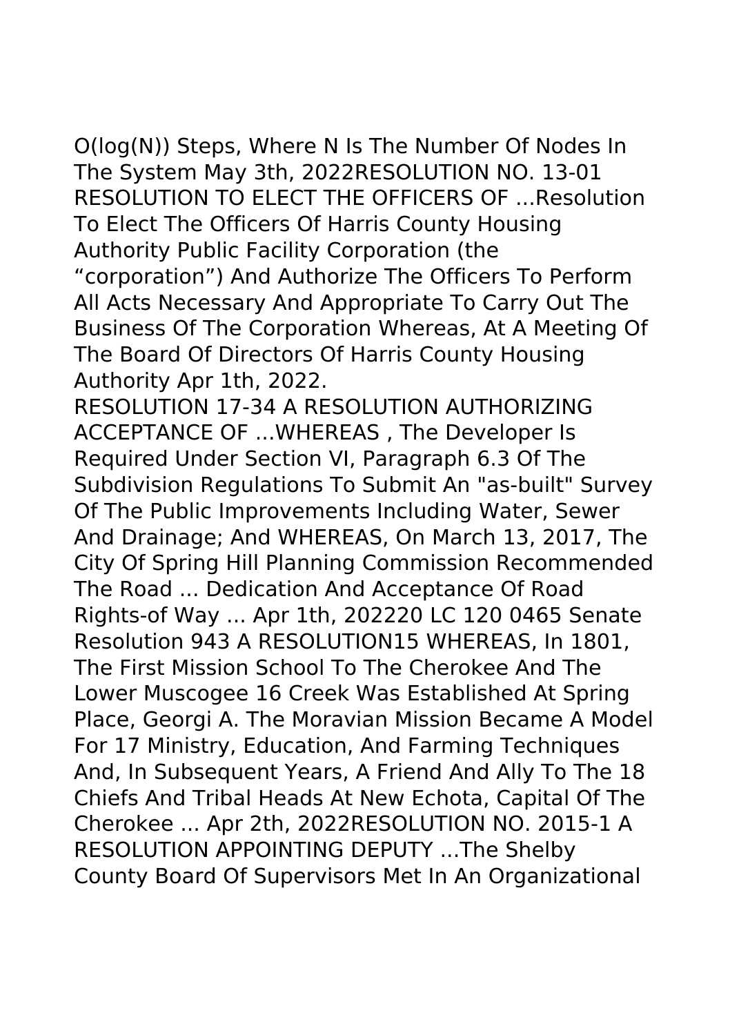O(log(N)) Steps, Where N Is The Number Of Nodes In The System May 3th, 2022RESOLUTION NO. 13-01 RESOLUTION TO ELECT THE OFFICERS OF ...Resolution To Elect The Officers Of Harris County Housing Authority Public Facility Corporation (the "corporation") And Authorize The Officers To Perform All Acts Necessary And Appropriate To Carry Out The Business Of The Corporation Whereas, At A Meeting Of The Board Of Directors Of Harris County Housing Authority Apr 1th, 2022.

RESOLUTION 17-34 A RESOLUTION AUTHORIZING ACCEPTANCE OF ...WHEREAS , The Developer Is Required Under Section VI, Paragraph 6.3 Of The Subdivision Regulations To Submit An "as-built" Survey Of The Public Improvements Including Water, Sewer And Drainage; And WHEREAS, On March 13, 2017, The City Of Spring Hill Planning Commission Recommended The Road ... Dedication And Acceptance Of Road Rights-of Way ... Apr 1th, 202220 LC 120 0465 Senate Resolution 943 A RESOLUTION15 WHEREAS, In 1801, The First Mission School To The Cherokee And The Lower Muscogee 16 Creek Was Established At Spring Place, Georgi A. The Moravian Mission Became A Model For 17 Ministry, Education, And Farming Techniques And, In Subsequent Years, A Friend And Ally To The 18 Chiefs And Tribal Heads At New Echota, Capital Of The Cherokee ... Apr 2th, 2022RESOLUTION NO. 2015-1 A RESOLUTION APPOINTING DEPUTY ...The Shelby County Board Of Supervisors Met In An Organizational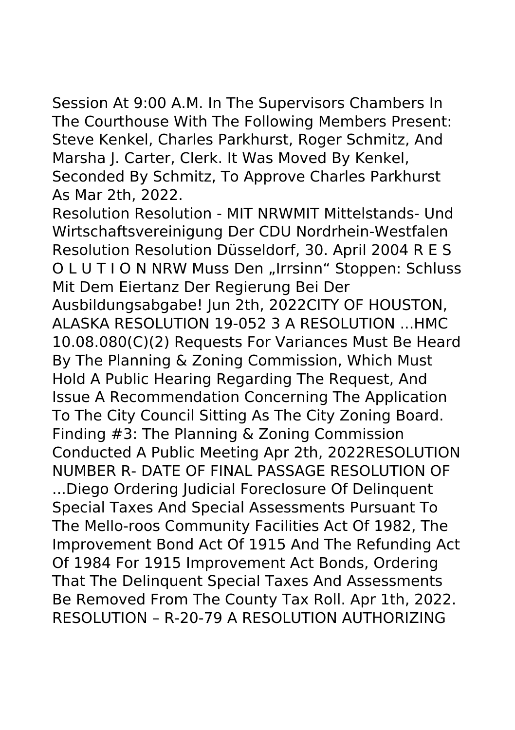Session At 9:00 A.M. In The Supervisors Chambers In The Courthouse With The Following Members Present: Steve Kenkel, Charles Parkhurst, Roger Schmitz, And Marsha J. Carter, Clerk. It Was Moved By Kenkel, Seconded By Schmitz, To Approve Charles Parkhurst As Mar 2th, 2022.

Resolution Resolution - MIT NRWMIT Mittelstands- Und Wirtschaftsvereinigung Der CDU Nordrhein-Westfalen Resolution Resolution Düsseldorf, 30. April 2004 R E S O L U T I O N NRW Muss Den „Irrsinn" Stoppen: Schluss Mit Dem Eiertanz Der Regierung Bei Der Ausbildungsabgabe! Jun 2th, 2022CITY OF HOUSTON, ALASKA RESOLUTION 19-052 3 A RESOLUTION ...HMC 10.08.080(C)(2) Requests For Variances Must Be Heard By The Planning & Zoning Commission, Which Must Hold A Public Hearing Regarding The Request, And Issue A Recommendation Concerning The Application To The City Council Sitting As The City Zoning Board. Finding #3: The Planning & Zoning Commission Conducted A Public Meeting Apr 2th, 2022RESOLUTION NUMBER R- DATE OF FINAL PASSAGE RESOLUTION OF ...Diego Ordering Judicial Foreclosure Of Delinquent Special Taxes And Special Assessments Pursuant To The Mello-roos Community Facilities Act Of 1982, The Improvement Bond Act Of 1915 And The Refunding Act Of 1984 For 1915 Improvement Act Bonds, Ordering That The Delinquent Special Taxes And Assessments Be Removed From The County Tax Roll. Apr 1th, 2022.

RESOLUTION – R-20-79 A RESOLUTION AUTHORIZING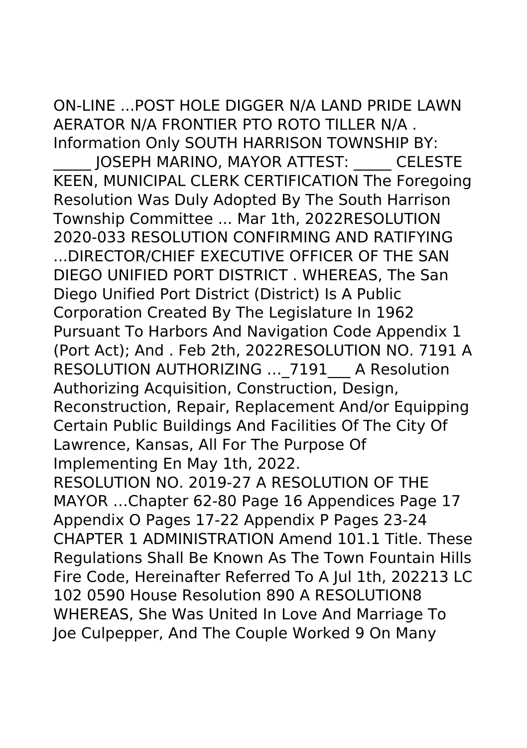ON-LINE ...POST HOLE DIGGER N/A LAND PRIDE LAWN AERATOR N/A FRONTIER PTO ROTO TILLER N/A . Information Only SOUTH HARRISON TOWNSHIP BY: _____ JOSEPH MARINO, MAYOR ATTEST: _____ CELESTE KEEN, MUNICIPAL CLERK CERTIFICATION The Foregoing Resolution Was Duly Adopted By The South Harrison Township Committee ... Mar 1th, 2022RESOLUTION 2020-033 RESOLUTION CONFIRMING AND RATIFYING ...DIRECTOR/CHIEF EXECUTIVE OFFICER OF THE SAN DIEGO UNIFIED PORT DISTRICT . WHEREAS, The San Diego Unified Port District (District) Is A Public Corporation Created By The Legislature In 1962 Pursuant To Harbors And Navigation Code Appendix 1 (Port Act); And . Feb 2th, 2022RESOLUTION NO. 7191 A RESOLUTION AUTHORIZING …_7191___ A Resolution Authorizing Acquisition, Construction, Design, Reconstruction, Repair, Replacement And/or Equipping Certain Public Buildings And Facilities Of The City Of Lawrence, Kansas, All For The Purpose Of Implementing En May 1th, 2022.

RESOLUTION NO. 2019-27 A RESOLUTION OF THE MAYOR …Chapter 62-80 Page 16 Appendices Page 17 Appendix O Pages 17-22 Appendix P Pages 23-24 CHAPTER 1 ADMINISTRATION Amend 101.1 Title. These Regulations Shall Be Known As The Town Fountain Hills Fire Code, Hereinafter Referred To A Jul 1th, 202213 LC 102 0590 House Resolution 890 A RESOLUTION8 WHEREAS, She Was United In Love And Marriage To Joe Culpepper, And The Couple Worked 9 On Many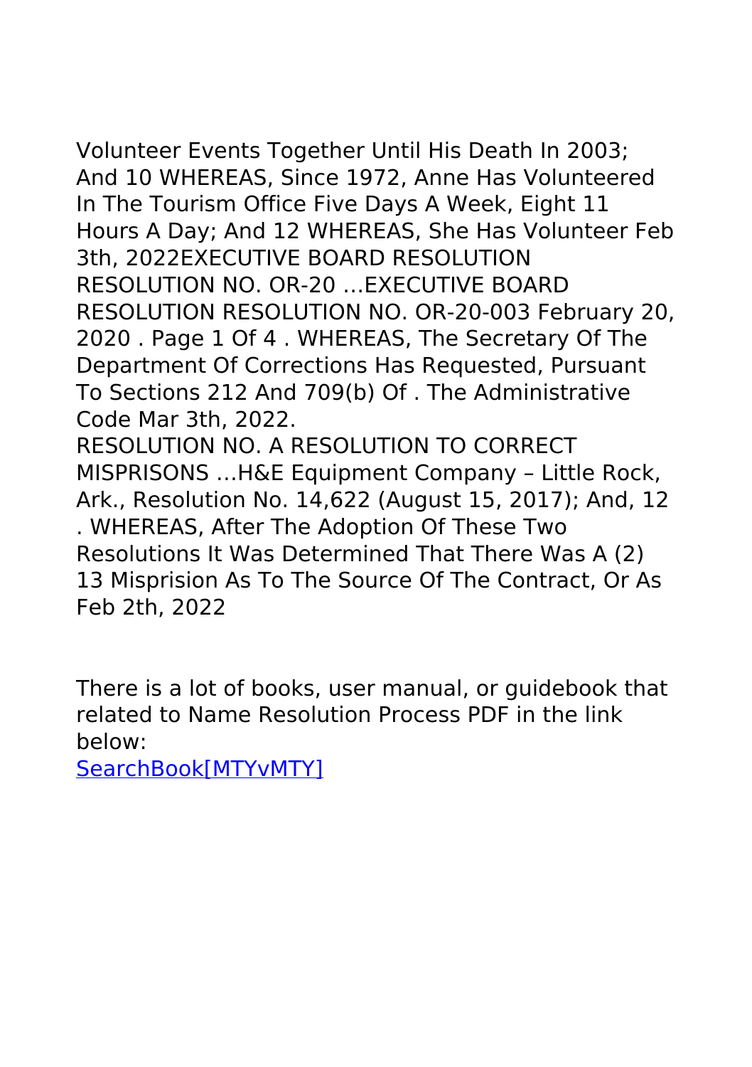Volunteer Events Together Until His Death In 2003; And 10 WHEREAS, Since 1972, Anne Has Volunteered In The Tourism Office Five Days A Week, Eight 11 Hours A Day; And 12 WHEREAS, She Has Volunteer Feb 3th, 2022EXECUTIVE BOARD RESOLUTION RESOLUTION NO. OR-20 …EXECUTIVE BOARD RESOLUTION RESOLUTION NO. OR-20-003 February 20, 2020 . Page 1 Of 4 . WHEREAS, The Secretary Of The Department Of Corrections Has Requested, Pursuant To Sections 212 And 709(b) Of . The Administrative Code Mar 3th, 2022.

RESOLUTION NO. A RESOLUTION TO CORRECT MISPRISONS …H&E Equipment Company – Little Rock, Ark., Resolution No. 14,622 (August 15, 2017); And, 12 . WHEREAS, After The Adoption Of These Two Resolutions It Was Determined That There Was A (2) 13 Misprision As To The Source Of The Contract, Or As Feb 2th, 2022

There is a lot of books, user manual, or guidebook that related to Name Resolution Process PDF in the link below:

[SearchBook[MTYvMTY]]